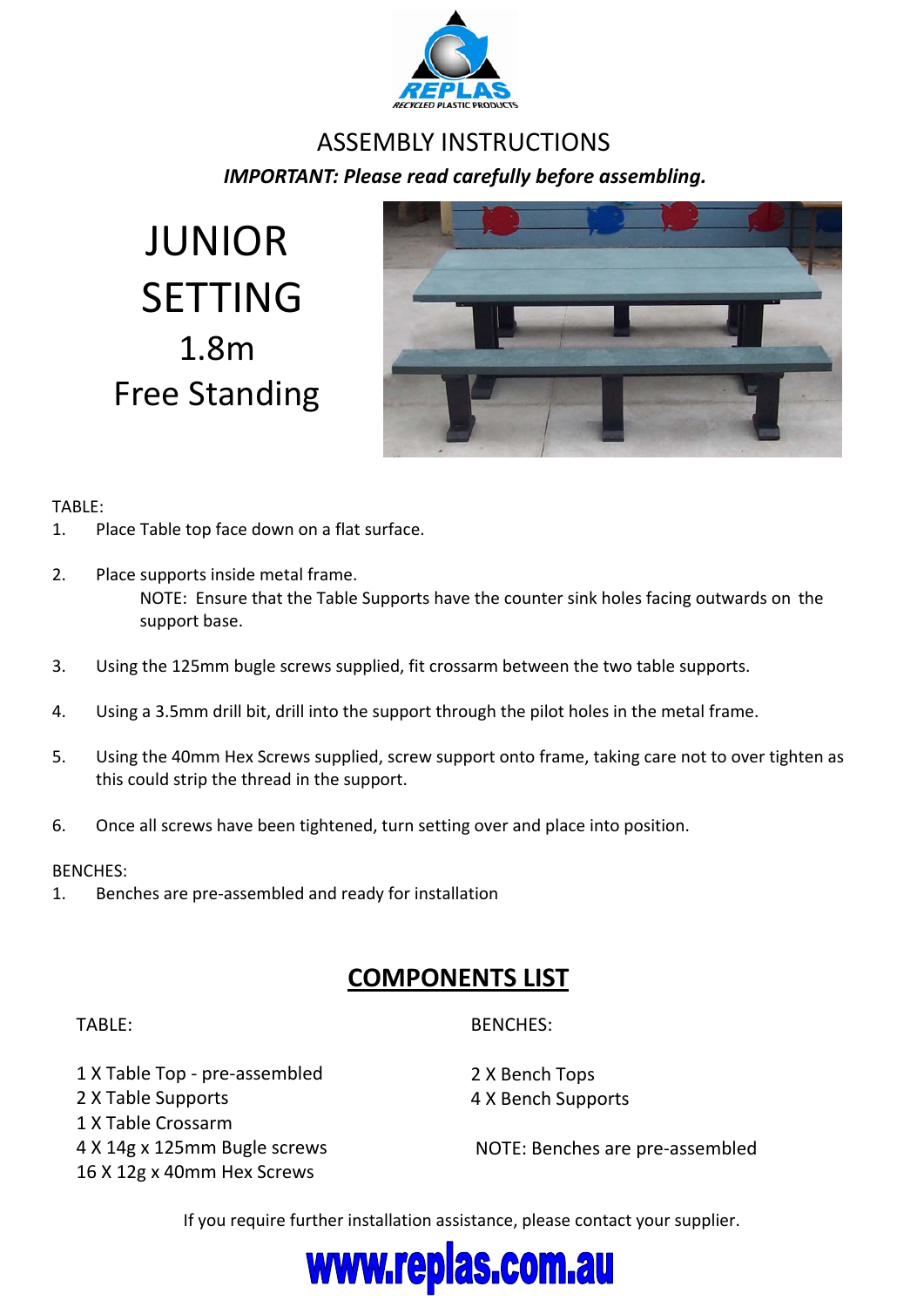REPLAS

RECYCLED PLASTIC PRODUCTS

# ASSEMBLY INSTRUCTIONS

***IMPORTANT: Please read carefully before assembling.***

# JUNIOR SETTING
## 1.8m
## Free Standing

TABLE:

1. Place Table top face down on a flat surface.

2. Place supports inside metal frame.
   NOTE: Ensure that the Table Supports have the counter sink holes facing outwards on the support base.

3. Using the 125mm bugle screws supplied, fit crossarm between the two table supports.

4. Using a 3.5mm drill bit, drill into the support through the pilot holes in the metal frame.

5. Using the 40mm Hex Screws supplied, screw support onto frame, taking care not to over tighten as this could strip the thread in the support.

6. Once all screws have been tightened, turn setting over and place into position.

BENCHES:

1. Benches are pre-assembled and ready for installation

## COMPONENTS LIST

TABLE:

1 X Table Top - pre-assembled
2 X Table Supports
1 X Table Crossarm
4 X 14g x 125mm Bugle screws
16 X 12g x 40mm Hex Screws

BENCHES:

2 X Bench Tops
4 X Bench Supports

NOTE: Benches are pre-assembled

If you require further installation assistance, please contact your supplier.

**www.replas.com.au**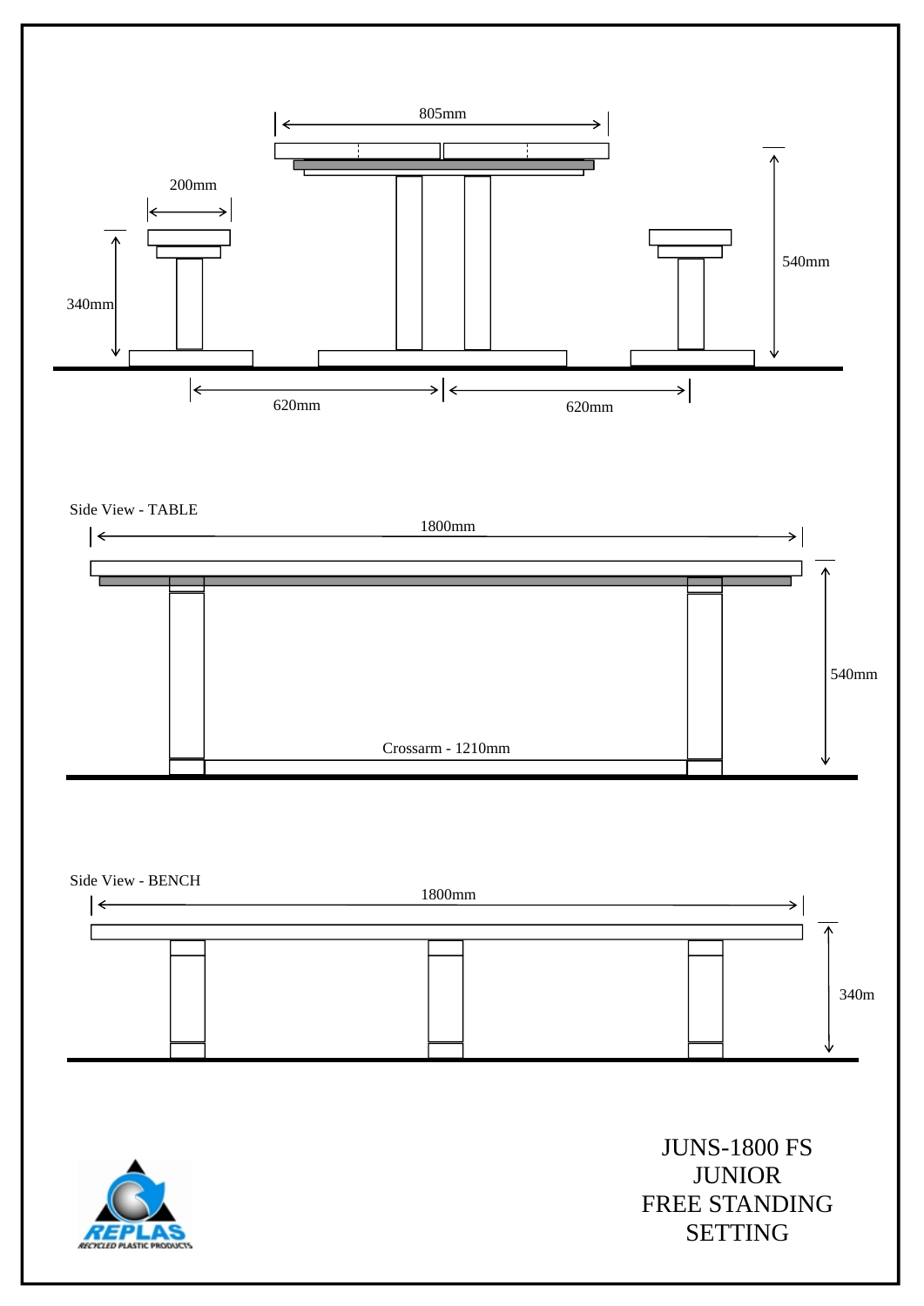805mm

200mm

340mm

540mm

620mm

620mm

Side View - TABLE

1800mm

540mm

Crossarm - 1210mm

Side View - BENCH

1800mm

340m

REPLAS

RECYCLED PLASTIC PRODUCTS

JUNS-1800 FS
JUNIOR
FREE STANDING
SETTING